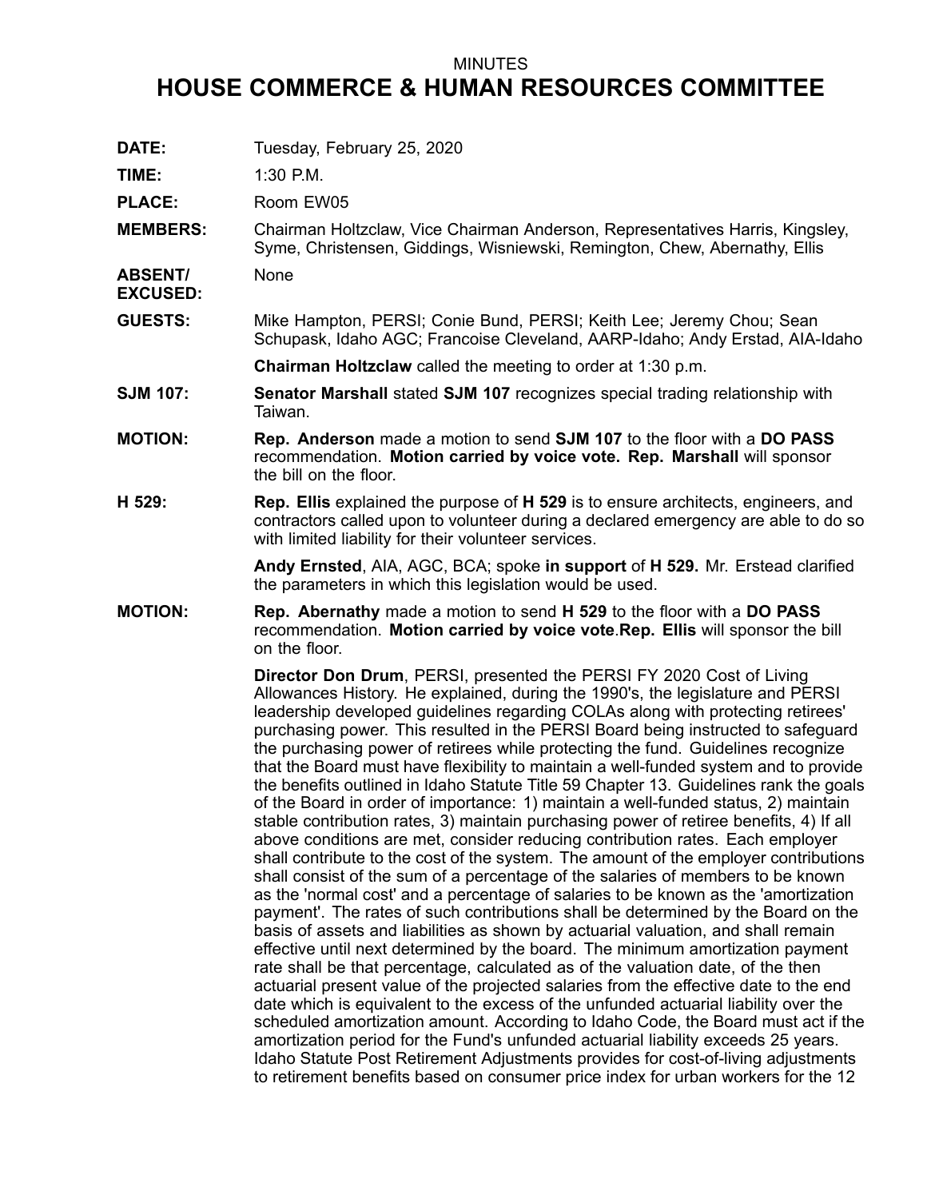MINUTES

# HOUSE COMMERCE & HUMAN RESOURCES COMMITTEE

**DATE:** Tuesday, February 25, 2020

**TIME:** 1:30 P.M.

**PLACE:** Room EW05

**MEMBERS:** Chairman Holtzclaw, Vice Chairman Anderson, Representatives Harris, Kingsley, Syme, Christensen, Giddings, Wisniewski, Remington, Chew, Abernathy, Ellis

**ABSENT/ EXCUSED:** None

**GUESTS:** Mike Hampton, PERSI; Conie Bund, PERSI; Keith Lee; Jeremy Chou; Sean Schupask, Idaho AGC; Francoise Cleveland, AARP-Idaho; Andy Erstad, AIA-Idaho

**Chairman Holtzclaw** called the meeting to order at 1:30 p.m.

**SJM 107:** **Senator Marshall** stated **SJM 107** recognizes special trading relationship with Taiwan.

**MOTION:** **Rep. Anderson** made a motion to send **SJM 107** to the floor with a **DO PASS** recommendation. **Motion carried by voice vote. Rep. Marshall** will sponsor the bill on the floor.

**H 529:** **Rep. Ellis** explained the purpose of **H 529** is to ensure architects, engineers, and contractors called upon to volunteer during a declared emergency are able to do so with limited liability for their volunteer services.

**Andy Ernsted**, AIA, AGC, BCA; spoke **in support** of **H 529.** Mr. Erstead clarified the parameters in which this legislation would be used.

**MOTION:** **Rep. Abernathy** made a motion to send **H 529** to the floor with a **DO PASS** recommendation. **Motion carried by voice vote**.**Rep. Ellis** will sponsor the bill on the floor.

**Director Don Drum**, PERSI, presented the PERSI FY 2020 Cost of Living Allowances History. He explained, during the 1990's, the legislature and PERSI leadership developed guidelines regarding COLAs along with protecting retirees' purchasing power. This resulted in the PERSI Board being instructed to safeguard the purchasing power of retirees while protecting the fund. Guidelines recognize that the Board must have flexibility to maintain a well-funded system and to provide the benefits outlined in Idaho Statute Title 59 Chapter 13. Guidelines rank the goals of the Board in order of importance: 1) maintain a well-funded status, 2) maintain stable contribution rates, 3) maintain purchasing power of retiree benefits, 4) If all above conditions are met, consider reducing contribution rates. Each employer shall contribute to the cost of the system. The amount of the employer contributions shall consist of the sum of a percentage of the salaries of members to be known as the 'normal cost' and a percentage of salaries to be known as the 'amortization payment'. The rates of such contributions shall be determined by the Board on the basis of assets and liabilities as shown by actuarial valuation, and shall remain effective until next determined by the board. The minimum amortization payment rate shall be that percentage, calculated as of the valuation date, of the then actuarial present value of the projected salaries from the effective date to the end date which is equivalent to the excess of the unfunded actuarial liability over the scheduled amortization amount. According to Idaho Code, the Board must act if the amortization period for the Fund's unfunded actuarial liability exceeds 25 years. Idaho Statute Post Retirement Adjustments provides for cost-of-living adjustments to retirement benefits based on consumer price index for urban workers for the 12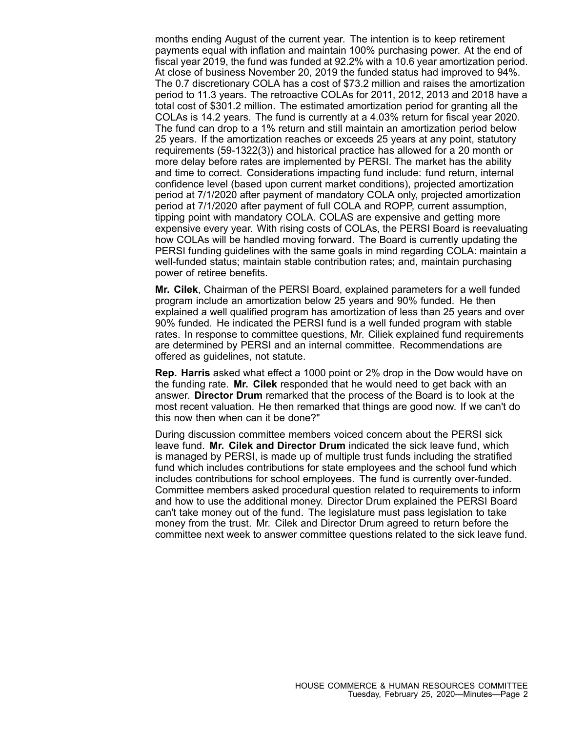months ending August of the current year. The intention is to keep retirement payments equal with inflation and maintain 100% purchasing power. At the end of fiscal year 2019, the fund was funded at 92.2% with a 10.6 year amortization period. At close of business November 20, 2019 the funded status had improved to 94%. The 0.7 discretionary COLA has a cost of $73.2 million and raises the amortization period to 11.3 years. The retroactive COLAs for 2011, 2012, 2013 and 2018 have a total cost of $301.2 million. The estimated amortization period for granting all the COLAs is 14.2 years. The fund is currently at a 4.03% return for fiscal year 2020. The fund can drop to a 1% return and still maintain an amortization period below 25 years. If the amortization reaches or exceeds 25 years at any point, statutory requirements (59-1322(3)) and historical practice has allowed for a 20 month or more delay before rates are implemented by PERSI. The market has the ability and time to correct. Considerations impacting fund include: fund return, internal confidence level (based upon current market conditions), projected amortization period at 7/1/2020 after payment of mandatory COLA only, projected amortization period at 7/1/2020 after payment of full COLA and ROPP, current assumption, tipping point with mandatory COLA. COLAS are expensive and getting more expensive every year. With rising costs of COLAs, the PERSI Board is reevaluating how COLAs will be handled moving forward. The Board is currently updating the PERSI funding guidelines with the same goals in mind regarding COLA: maintain a well-funded status; maintain stable contribution rates; and, maintain purchasing power of retiree benefits.

**Mr. Cilek**, Chairman of the PERSI Board, explained parameters for a well funded program include an amortization below 25 years and 90% funded. He then explained a well qualified program has amortization of less than 25 years and over 90% funded. He indicated the PERSI fund is a well funded program with stable rates. In response to committee questions, Mr. Ciliek explained fund requirements are determined by PERSI and an internal committee. Recommendations are offered as guidelines, not statute.

**Rep. Harris** asked what effect a 1000 point or 2% drop in the Dow would have on the funding rate. **Mr. Cilek** responded that he would need to get back with an answer. **Director Drum** remarked that the process of the Board is to look at the most recent valuation. He then remarked that things are good now. If we can't do this now then when can it be done?"

During discussion committee members voiced concern about the PERSI sick leave fund. **Mr. Cilek and Director Drum** indicated the sick leave fund, which is managed by PERSI, is made up of multiple trust funds including the stratified fund which includes contributions for state employees and the school fund which includes contributions for school employees. The fund is currently over-funded. Committee members asked procedural question related to requirements to inform and how to use the additional money. Director Drum explained the PERSI Board can't take money out of the fund. The legislature must pass legislation to take money from the trust. Mr. Cilek and Director Drum agreed to return before the committee next week to answer committee questions related to the sick leave fund.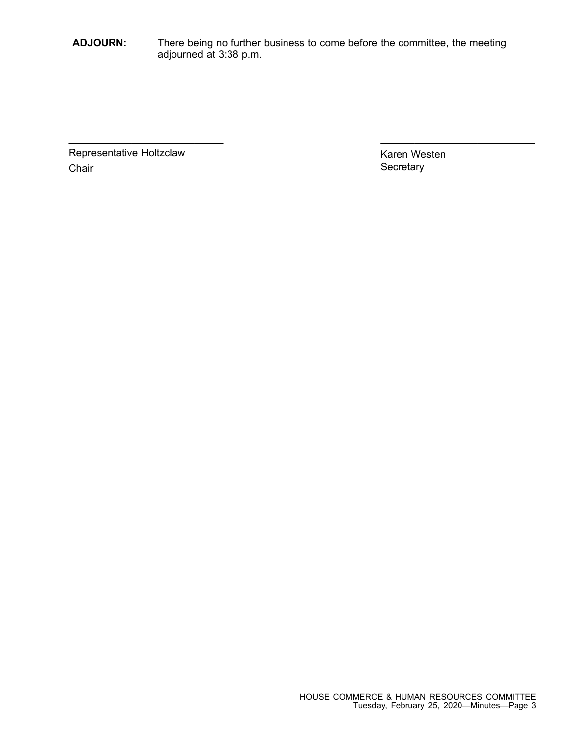**ADJOURN:** There being no further business to come before the committee, the meeting adjourned at 3:38 p.m.

___________________________
Representative Holtzclaw
Chair

___________________________
Karen Westen
Secretary